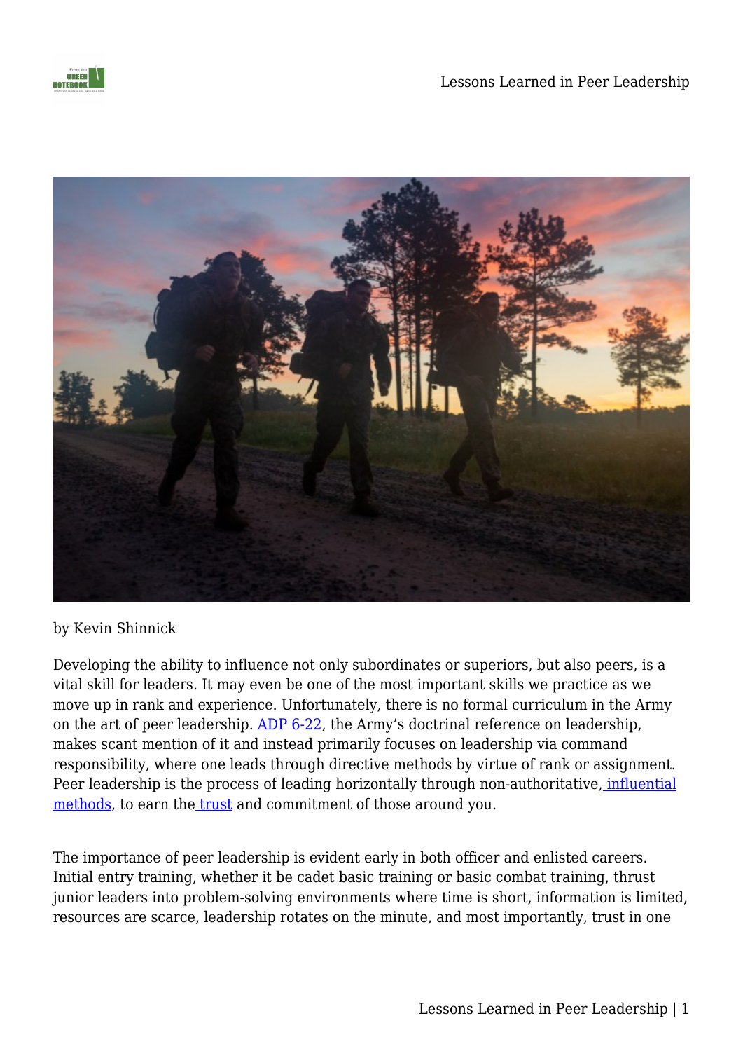by Kevin Shinnick

Developing the ability to influence not only subordinates or superiors, but also peers, is a vital skill for leaders. It may even be one of the most important skills we practice as we move up in rank and experience. Unfortunately, there is no formal curriculum in the Army on the art of peer leadership. ADP 6-22, the Army's doctrinal reference on leadership, makes scant mention of it and instead primarily focuses on leadership via command responsibility, where one leads through directive methods by virtue of rank or assignment. Peer leadership is the process of leading horizontally through non-authoritative, influential methods, to earn the trust and commitment of those around you.

The importance of peer leadership is evident early in both officer and enlisted careers. Initial entry training, whether it be cadet basic training or basic combat training, thrust junior leaders into problem-solving environments where time is short, information is limited, resources are scarce, leadership rotates on the minute, and most importantly, trust in one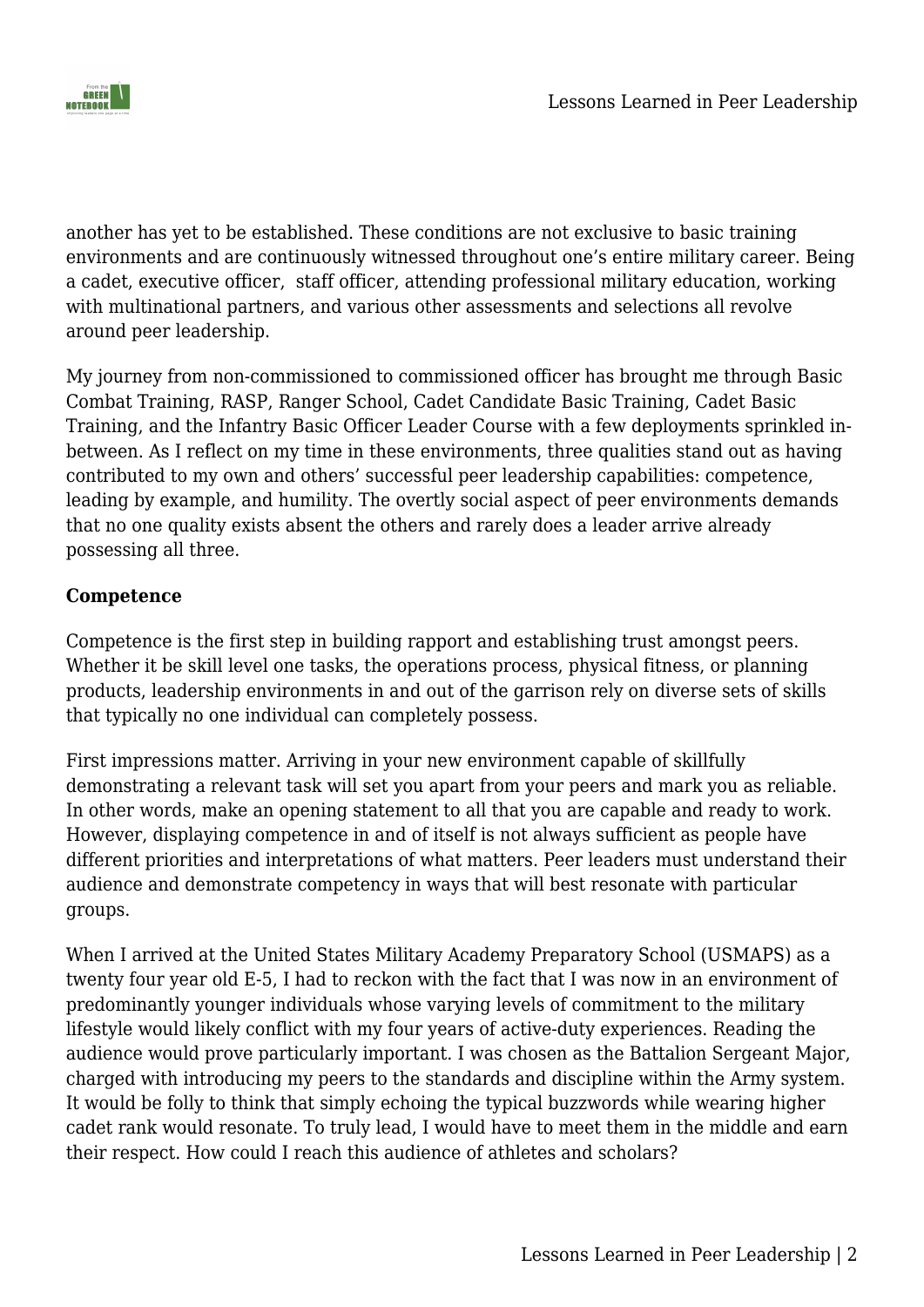another has yet to be established. These conditions are not exclusive to basic training environments and are continuously witnessed throughout one's entire military career. Being a cadet, executive officer,  staff officer, attending professional military education, working with multinational partners, and various other assessments and selections all revolve around peer leadership.

My journey from non-commissioned to commissioned officer has brought me through Basic Combat Training, RASP, Ranger School, Cadet Candidate Basic Training, Cadet Basic Training, and the Infantry Basic Officer Leader Course with a few deployments sprinkled in-between. As I reflect on my time in these environments, three qualities stand out as having contributed to my own and others' successful peer leadership capabilities: competence, leading by example, and humility. The overtly social aspect of peer environments demands that no one quality exists absent the others and rarely does a leader arrive already possessing all three.

**Competence**

Competence is the first step in building rapport and establishing trust amongst peers. Whether it be skill level one tasks, the operations process, physical fitness, or planning products, leadership environments in and out of the garrison rely on diverse sets of skills that typically no one individual can completely possess.

First impressions matter. Arriving in your new environment capable of skillfully demonstrating a relevant task will set you apart from your peers and mark you as reliable. In other words, make an opening statement to all that you are capable and ready to work. However, displaying competence in and of itself is not always sufficient as people have different priorities and interpretations of what matters. Peer leaders must understand their audience and demonstrate competency in ways that will best resonate with particular groups.

When I arrived at the United States Military Academy Preparatory School (USMAPS) as a twenty four year old E-5, I had to reckon with the fact that I was now in an environment of predominantly younger individuals whose varying levels of commitment to the military lifestyle would likely conflict with my four years of active-duty experiences. Reading the audience would prove particularly important. I was chosen as the Battalion Sergeant Major, charged with introducing my peers to the standards and discipline within the Army system. It would be folly to think that simply echoing the typical buzzwords while wearing higher cadet rank would resonate. To truly lead, I would have to meet them in the middle and earn their respect. How could I reach this audience of athletes and scholars?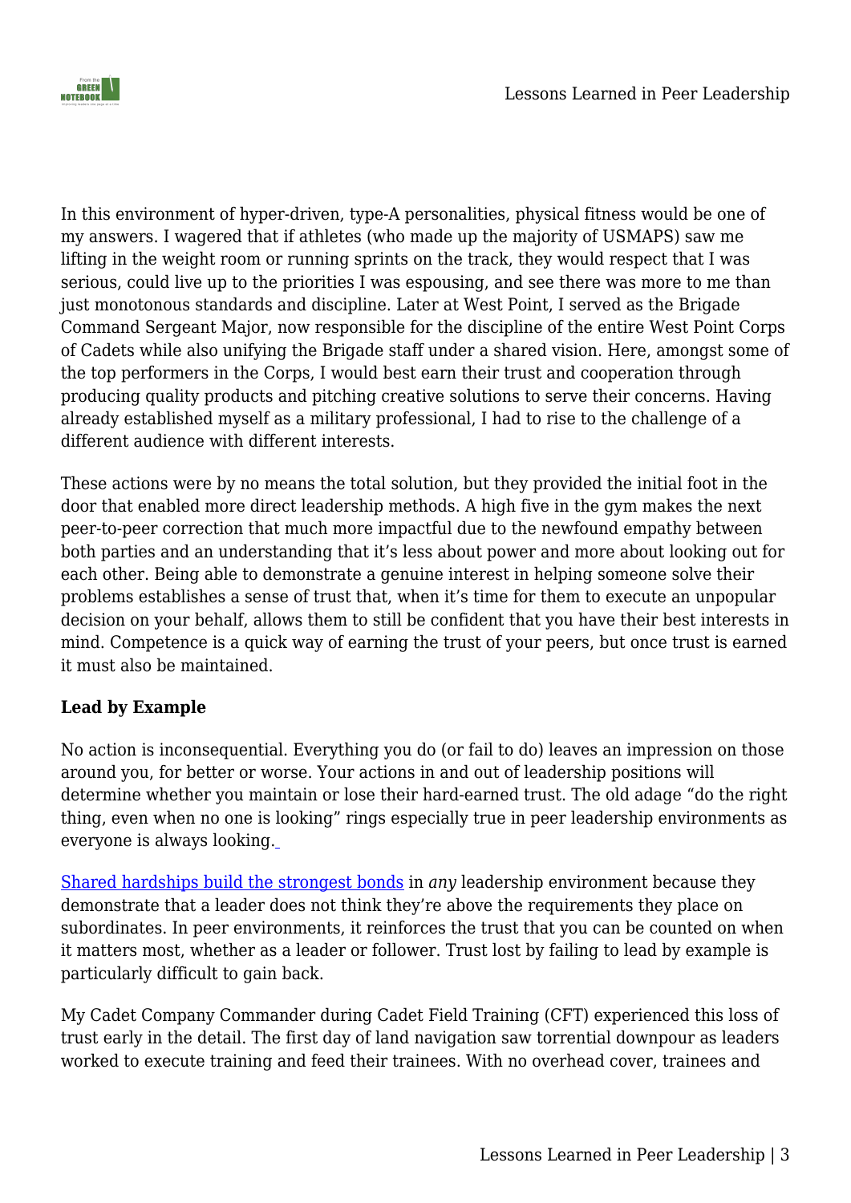In this environment of hyper-driven, type-A personalities, physical fitness would be one of my answers. I wagered that if athletes (who made up the majority of USMAPS) saw me lifting in the weight room or running sprints on the track, they would respect that I was serious, could live up to the priorities I was espousing, and see there was more to me than just monotonous standards and discipline. Later at West Point, I served as the Brigade Command Sergeant Major, now responsible for the discipline of the entire West Point Corps of Cadets while also unifying the Brigade staff under a shared vision. Here, amongst some of the top performers in the Corps, I would best earn their trust and cooperation through producing quality products and pitching creative solutions to serve their concerns. Having already established myself as a military professional, I had to rise to the challenge of a different audience with different interests.

These actions were by no means the total solution, but they provided the initial foot in the door that enabled more direct leadership methods. A high five in the gym makes the next peer-to-peer correction that much more impactful due to the newfound empathy between both parties and an understanding that it's less about power and more about looking out for each other. Being able to demonstrate a genuine interest in helping someone solve their problems establishes a sense of trust that, when it's time for them to execute an unpopular decision on your behalf, allows them to still be confident that you have their best interests in mind. Competence is a quick way of earning the trust of your peers, but once trust is earned it must also be maintained.

**Lead by Example**

No action is inconsequential. Everything you do (or fail to do) leaves an impression on those around you, for better or worse. Your actions in and out of leadership positions will determine whether you maintain or lose their hard-earned trust. The old adage "do the right thing, even when no one is looking" rings especially true in peer leadership environments as everyone is always looking.

Shared hardships build the strongest bonds in *any* leadership environment because they demonstrate that a leader does not think they're above the requirements they place on subordinates. In peer environments, it reinforces the trust that you can be counted on when it matters most, whether as a leader or follower. Trust lost by failing to lead by example is particularly difficult to gain back.

My Cadet Company Commander during Cadet Field Training (CFT) experienced this loss of trust early in the detail. The first day of land navigation saw torrential downpour as leaders worked to execute training and feed their trainees. With no overhead cover, trainees and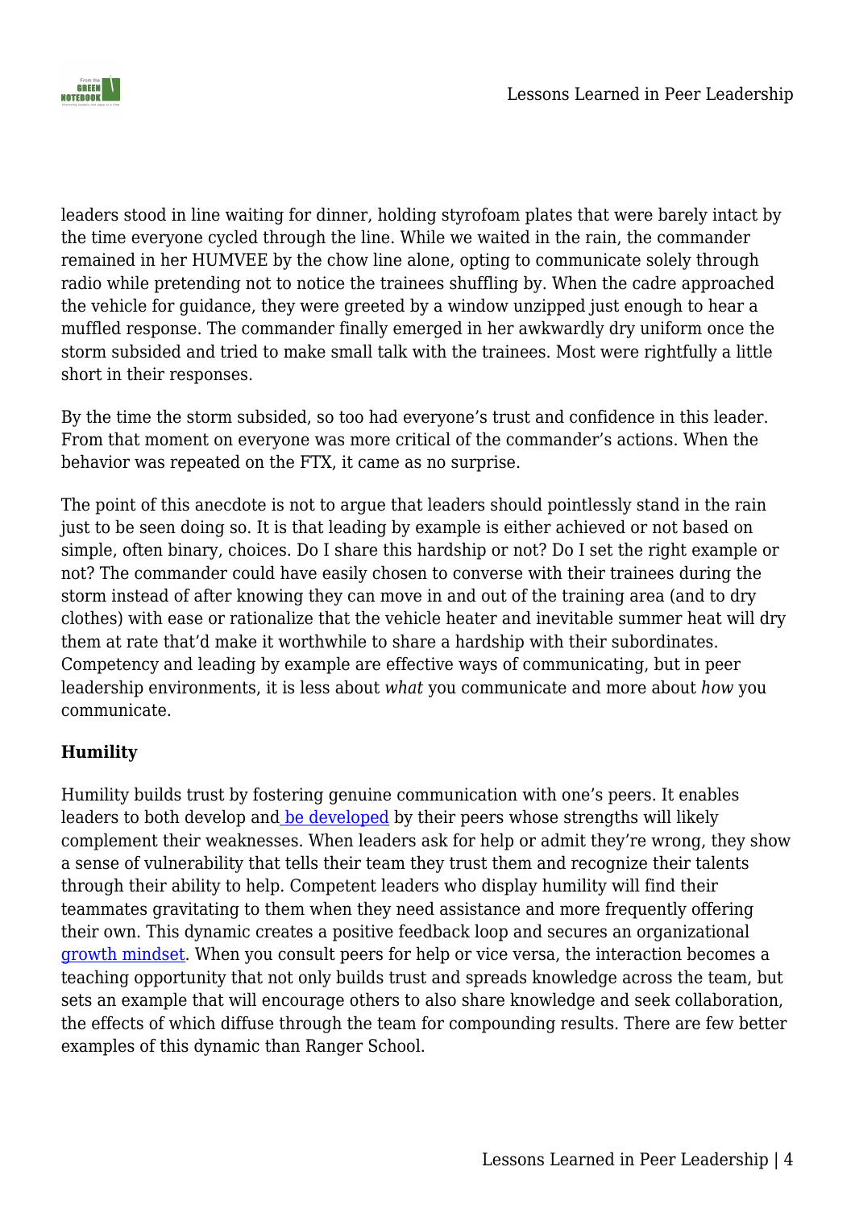leaders stood in line waiting for dinner, holding styrofoam plates that were barely intact by the time everyone cycled through the line. While we waited in the rain, the commander remained in her HUMVEE by the chow line alone, opting to communicate solely through radio while pretending not to notice the trainees shuffling by. When the cadre approached the vehicle for guidance, they were greeted by a window unzipped just enough to hear a muffled response. The commander finally emerged in her awkwardly dry uniform once the storm subsided and tried to make small talk with the trainees. Most were rightfully a little short in their responses.

By the time the storm subsided, so too had everyone's trust and confidence in this leader. From that moment on everyone was more critical of the commander's actions. When the behavior was repeated on the FTX, it came as no surprise.

The point of this anecdote is not to argue that leaders should pointlessly stand in the rain just to be seen doing so. It is that leading by example is either achieved or not based on simple, often binary, choices. Do I share this hardship or not? Do I set the right example or not? The commander could have easily chosen to converse with their trainees during the storm instead of after knowing they can move in and out of the training area (and to dry clothes) with ease or rationalize that the vehicle heater and inevitable summer heat will dry them at rate that'd make it worthwhile to share a hardship with their subordinates. Competency and leading by example are effective ways of communicating, but in peer leadership environments, it is less about *what* you communicate and more about *how* you communicate.

**Humility**

Humility builds trust by fostering genuine communication with one's peers. It enables leaders to both develop and be developed by their peers whose strengths will likely complement their weaknesses. When leaders ask for help or admit they're wrong, they show a sense of vulnerability that tells their team they trust them and recognize their talents through their ability to help. Competent leaders who display humility will find their teammates gravitating to them when they need assistance and more frequently offering their own. This dynamic creates a positive feedback loop and secures an organizational growth mindset. When you consult peers for help or vice versa, the interaction becomes a teaching opportunity that not only builds trust and spreads knowledge across the team, but sets an example that will encourage others to also share knowledge and seek collaboration, the effects of which diffuse through the team for compounding results. There are few better examples of this dynamic than Ranger School.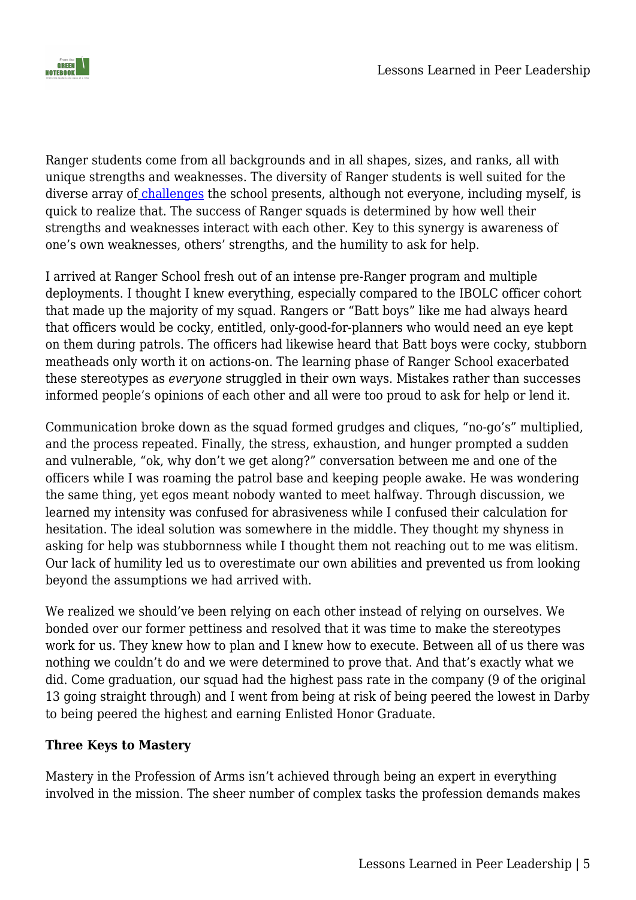Ranger students come from all backgrounds and in all shapes, sizes, and ranks, all with unique strengths and weaknesses. The diversity of Ranger students is well suited for the diverse array of challenges the school presents, although not everyone, including myself, is quick to realize that. The success of Ranger squads is determined by how well their strengths and weaknesses interact with each other. Key to this synergy is awareness of one's own weaknesses, others' strengths, and the humility to ask for help.

I arrived at Ranger School fresh out of an intense pre-Ranger program and multiple deployments. I thought I knew everything, especially compared to the IBOLC officer cohort that made up the majority of my squad. Rangers or "Batt boys" like me had always heard that officers would be cocky, entitled, only-good-for-planners who would need an eye kept on them during patrols. The officers had likewise heard that Batt boys were cocky, stubborn meatheads only worth it on actions-on. The learning phase of Ranger School exacerbated these stereotypes as *everyone* struggled in their own ways. Mistakes rather than successes informed people's opinions of each other and all were too proud to ask for help or lend it.

Communication broke down as the squad formed grudges and cliques, "no-go's" multiplied, and the process repeated. Finally, the stress, exhaustion, and hunger prompted a sudden and vulnerable, "ok, why don't we get along?" conversation between me and one of the officers while I was roaming the patrol base and keeping people awake. He was wondering the same thing, yet egos meant nobody wanted to meet halfway. Through discussion, we learned my intensity was confused for abrasiveness while I confused their calculation for hesitation. The ideal solution was somewhere in the middle. They thought my shyness in asking for help was stubbornness while I thought them not reaching out to me was elitism. Our lack of humility led us to overestimate our own abilities and prevented us from looking beyond the assumptions we had arrived with.

We realized we should've been relying on each other instead of relying on ourselves. We bonded over our former pettiness and resolved that it was time to make the stereotypes work for us. They knew how to plan and I knew how to execute. Between all of us there was nothing we couldn't do and we were determined to prove that. And that's exactly what we did. Come graduation, our squad had the highest pass rate in the company (9 of the original 13 going straight through) and I went from being at risk of being peered the lowest in Darby to being peered the highest and earning Enlisted Honor Graduate.

**Three Keys to Mastery**

Mastery in the Profession of Arms isn't achieved through being an expert in everything involved in the mission. The sheer number of complex tasks the profession demands makes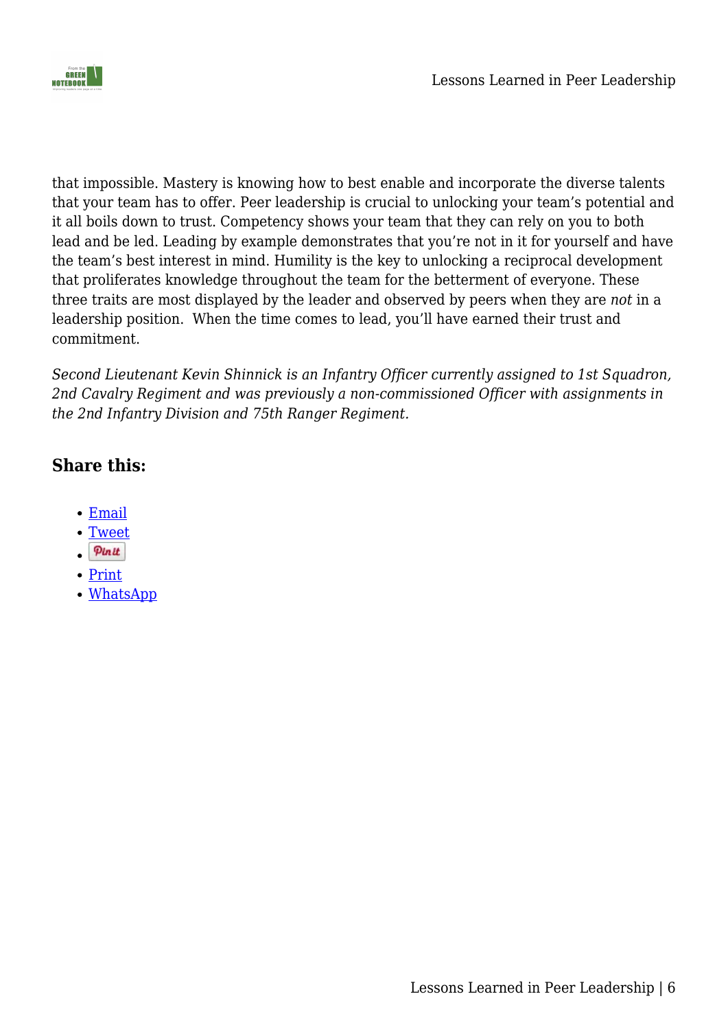that impossible. Mastery is knowing how to best enable and incorporate the diverse talents that your team has to offer. Peer leadership is crucial to unlocking your team's potential and it all boils down to trust. Competency shows your team that they can rely on you to both lead and be led. Leading by example demonstrates that you're not in it for yourself and have the team's best interest in mind. Humility is the key to unlocking a reciprocal development that proliferates knowledge throughout the team for the betterment of everyone. These three traits are most displayed by the leader and observed by peers when they are *not* in a leadership position. When the time comes to lead, you'll have earned their trust and commitment.

*Second Lieutenant Kevin Shinnick is an Infantry Officer currently assigned to 1st Squadron, 2nd Cavalry Regiment and was previously a non-commissioned Officer with assignments in the 2nd Infantry Division and 75th Ranger Regiment.*

### Share this:

- Email
- Tweet
- Pin it
- Print
- WhatsApp